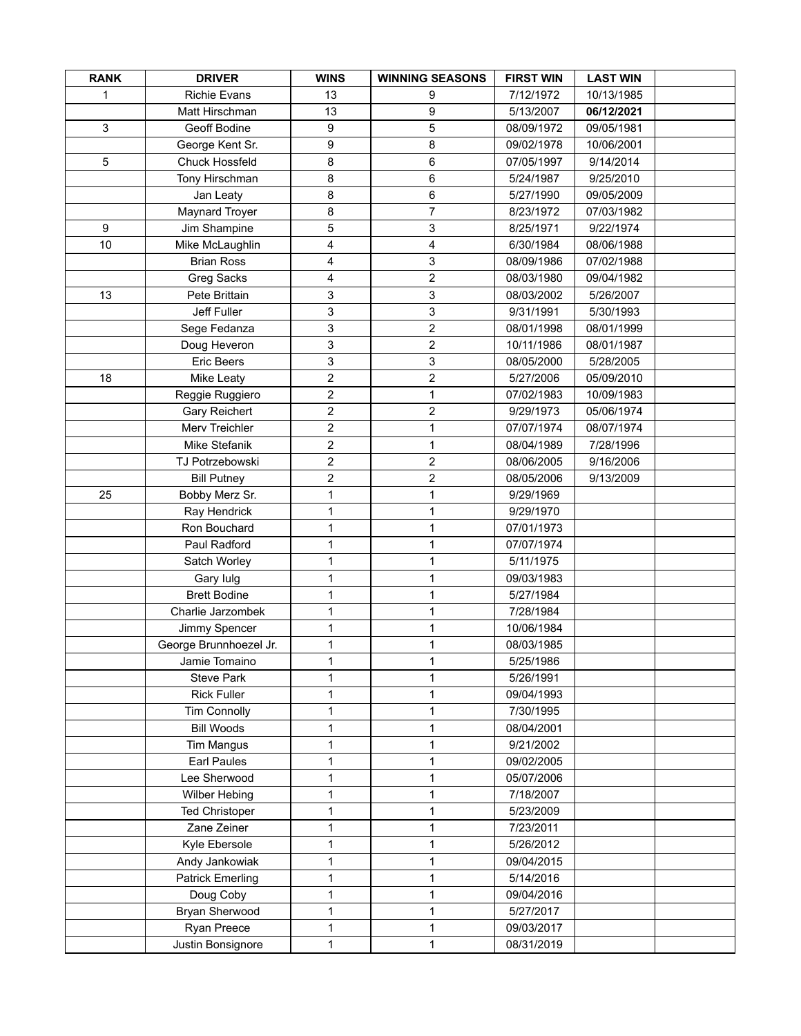| RANK | DRIVER | WINS | WINNING SEASONS | FIRST WIN | LAST WIN | |
|---|---|---|---|---|---|---|
| 1 | Richie Evans | 13 | 9 | 7/12/1972 | 10/13/1985 | |
| | Matt Hirschman | 13 | 9 | 5/13/2007 | **06/12/2021** | |
| 3 | Geoff Bodine | 9 | 5 | 08/09/1972 | 09/05/1981 | |
| | George Kent Sr. | 9 | 8 | 09/02/1978 | 10/06/2001 | |
| 5 | Chuck Hossfeld | 8 | 6 | 07/05/1997 | 9/14/2014 | |
| | Tony Hirschman | 8 | 6 | 5/24/1987 | 9/25/2010 | |
| | Jan Leaty | 8 | 6 | 5/27/1990 | 09/05/2009 | |
| | Maynard Troyer | 8 | 7 | 8/23/1972 | 07/03/1982 | |
| 9 | Jim Shampine | 5 | 3 | 8/25/1971 | 9/22/1974 | |
| 10 | Mike McLaughlin | 4 | 4 | 6/30/1984 | 08/06/1988 | |
| | Brian Ross | 4 | 3 | 08/09/1986 | 07/02/1988 | |
| | Greg Sacks | 4 | 2 | 08/03/1980 | 09/04/1982 | |
| 13 | Pete Brittain | 3 | 3 | 08/03/2002 | 5/26/2007 | |
| | Jeff Fuller | 3 | 3 | 9/31/1991 | 5/30/1993 | |
| | Sege Fedanza | 3 | 2 | 08/01/1998 | 08/01/1999 | |
| | Doug Heveron | 3 | 2 | 10/11/1986 | 08/01/1987 | |
| | Eric Beers | 3 | 3 | 08/05/2000 | 5/28/2005 | |
| 18 | Mike Leaty | 2 | 2 | 5/27/2006 | 05/09/2010 | |
| | Reggie Ruggiero | 2 | 1 | 07/02/1983 | 10/09/1983 | |
| | Gary Reichert | 2 | 2 | 9/29/1973 | 05/06/1974 | |
| | Merv Treichler | 2 | 1 | 07/07/1974 | 08/07/1974 | |
| | Mike Stefanik | 2 | 1 | 08/04/1989 | 7/28/1996 | |
| | TJ Potrzebowski | 2 | 2 | 08/06/2005 | 9/16/2006 | |
| | Bill Putney | 2 | 2 | 08/05/2006 | 9/13/2009 | |
| 25 | Bobby Merz Sr. | 1 | 1 | 9/29/1969 | | |
| | Ray Hendrick | 1 | 1 | 9/29/1970 | | |
| | Ron Bouchard | 1 | 1 | 07/01/1973 | | |
| | Paul Radford | 1 | 1 | 07/07/1974 | | |
| | Satch Worley | 1 | 1 | 5/11/1975 | | |
| | Gary Iulg | 1 | 1 | 09/03/1983 | | |
| | Brett Bodine | 1 | 1 | 5/27/1984 | | |
| | Charlie Jarzombek | 1 | 1 | 7/28/1984 | | |
| | Jimmy Spencer | 1 | 1 | 10/06/1984 | | |
| | George Brunnhoezel Jr. | 1 | 1 | 08/03/1985 | | |
| | Jamie Tomaino | 1 | 1 | 5/25/1986 | | |
| | Steve Park | 1 | 1 | 5/26/1991 | | |
| | Rick Fuller | 1 | 1 | 09/04/1993 | | |
| | Tim Connolly | 1 | 1 | 7/30/1995 | | |
| | Bill Woods | 1 | 1 | 08/04/2001 | | |
| | Tim Mangus | 1 | 1 | 9/21/2002 | | |
| | Earl Paules | 1 | 1 | 09/02/2005 | | |
| | Lee Sherwood | 1 | 1 | 05/07/2006 | | |
| | Wilber Hebing | 1 | 1 | 7/18/2007 | | |
| | Ted Christoper | 1 | 1 | 5/23/2009 | | |
| | Zane Zeiner | 1 | 1 | 7/23/2011 | | |
| | Kyle Ebersole | 1 | 1 | 5/26/2012 | | |
| | Andy Jankowiak | 1 | 1 | 09/04/2015 | | |
| | Patrick Emerling | 1 | 1 | 5/14/2016 | | |
| | Doug Coby | 1 | 1 | 09/04/2016 | | |
| | Bryan Sherwood | 1 | 1 | 5/27/2017 | | |
| | Ryan Preece | 1 | 1 | 09/03/2017 | | |
| | Justin Bonsignore | 1 | 1 | 08/31/2019 | | |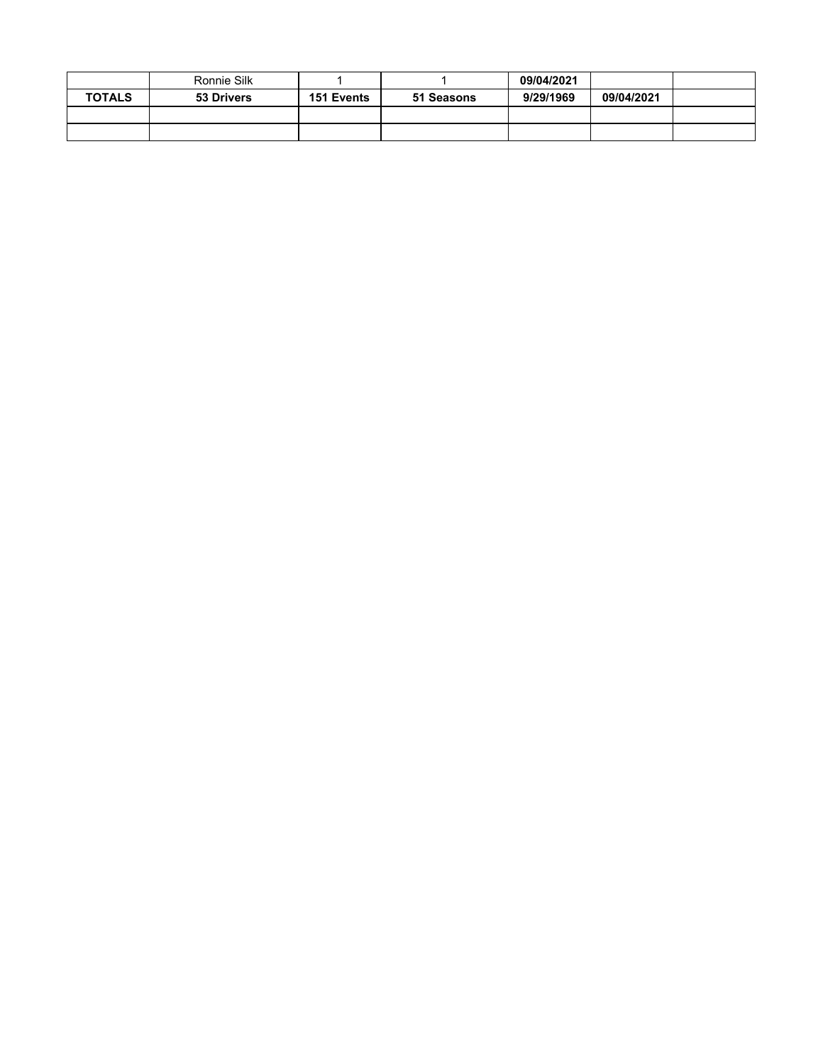| | | | | | | |
|---|---|---|---|---|---|---|
| | Ronnie Silk | 1 | 1 | **09/04/2021** | | |
| **TOTALS** | **53 Drivers** | **151 Events** | **51 Seasons** | **9/29/1969** | **09/04/2021** | |
| | | | | | | |
| | | | | | | |